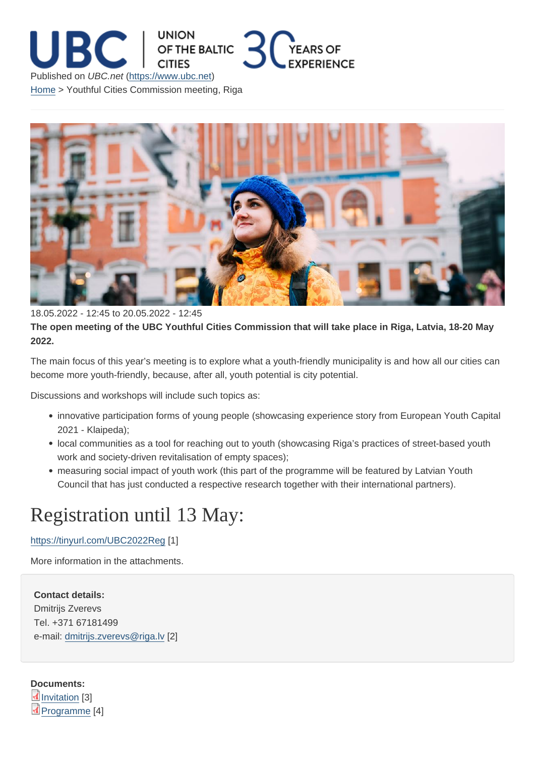Published on *UBC.net* (https://www.ubc.net)

Home > Youthful Cities Commission meeting, Riga

18.05.2022 - 12:45 to 20.05.2022 - 12:45

**The open meeting of the UBC Youthful Cities Commission that will take place in Riga, Latvia, 18-20 May 2022.**

The main focus of this year's meeting is to explore what a youth-friendly municipality is and how all our cities can become more youth-friendly, because, after all, youth potential is city potential.

Discussions and workshops will include such topics as:

- innovative participation forms of young people (showcasing experience story from European Youth Capital 2021 - Klaipeda);
- local communities as a tool for reaching out to youth (showcasing Riga's practices of street-based youth work and society-driven revitalisation of empty spaces);
- measuring social impact of youth work (this part of the programme will be featured by Latvian Youth Council that has just conducted a respective research together with their international partners).

## Registration until 13 May:

https://tinyurl.com/UBC2022Reg [1]

More information in the attachments.

**Contact details:**
Dmitrijs Zverevs
Tel. +371 67181499
e-mail: dmitrijs.zverevs@riga.lv [2]

**Documents:**
Invitation [3]
Programme [4]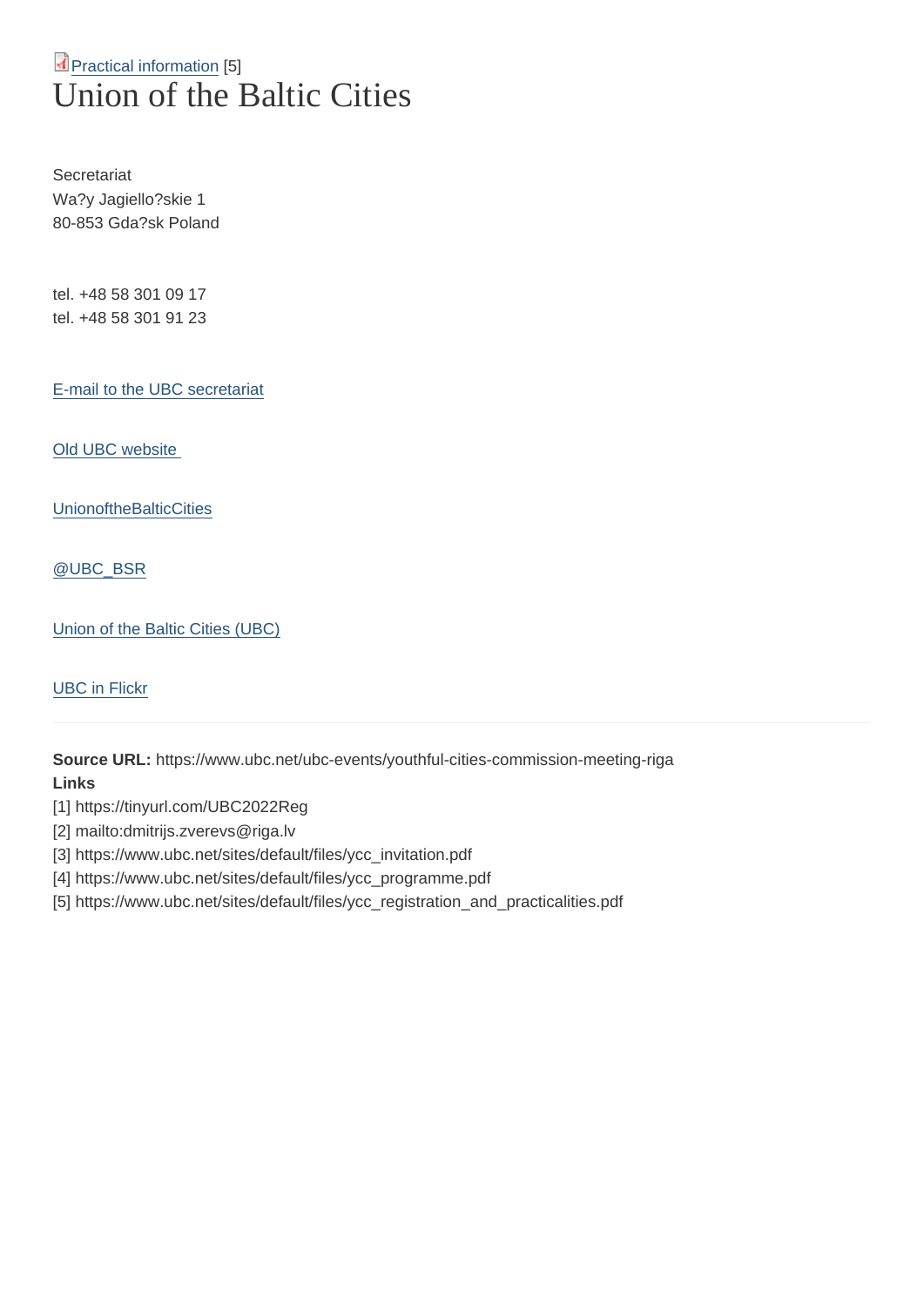[Practical information](https://www.ubc.net/sites/default/files/ycc_registration_and_practicalities.pdf) [5]

# Union of the Baltic Cities

Secretariat
Wa?y Jagiello?skie 1
80-853 Gda?sk Poland

tel. +48 58 301 09 17
tel. +48 58 301 91 23

E-mail to the UBC secretariat

Old UBC website

UnionoftheBalticCities

@UBC_BSR

Union of the Baltic Cities (UBC)

UBC in Flickr

---

**Source URL:** https://www.ubc.net/ubc-events/youthful-cities-commission-meeting-riga
**Links**
[1] https://tinyurl.com/UBC2022Reg
[2] mailto:dmitrijs.zverevs@riga.lv
[3] https://www.ubc.net/sites/default/files/ycc_invitation.pdf
[4] https://www.ubc.net/sites/default/files/ycc_programme.pdf
[5] https://www.ubc.net/sites/default/files/ycc_registration_and_practicalities.pdf